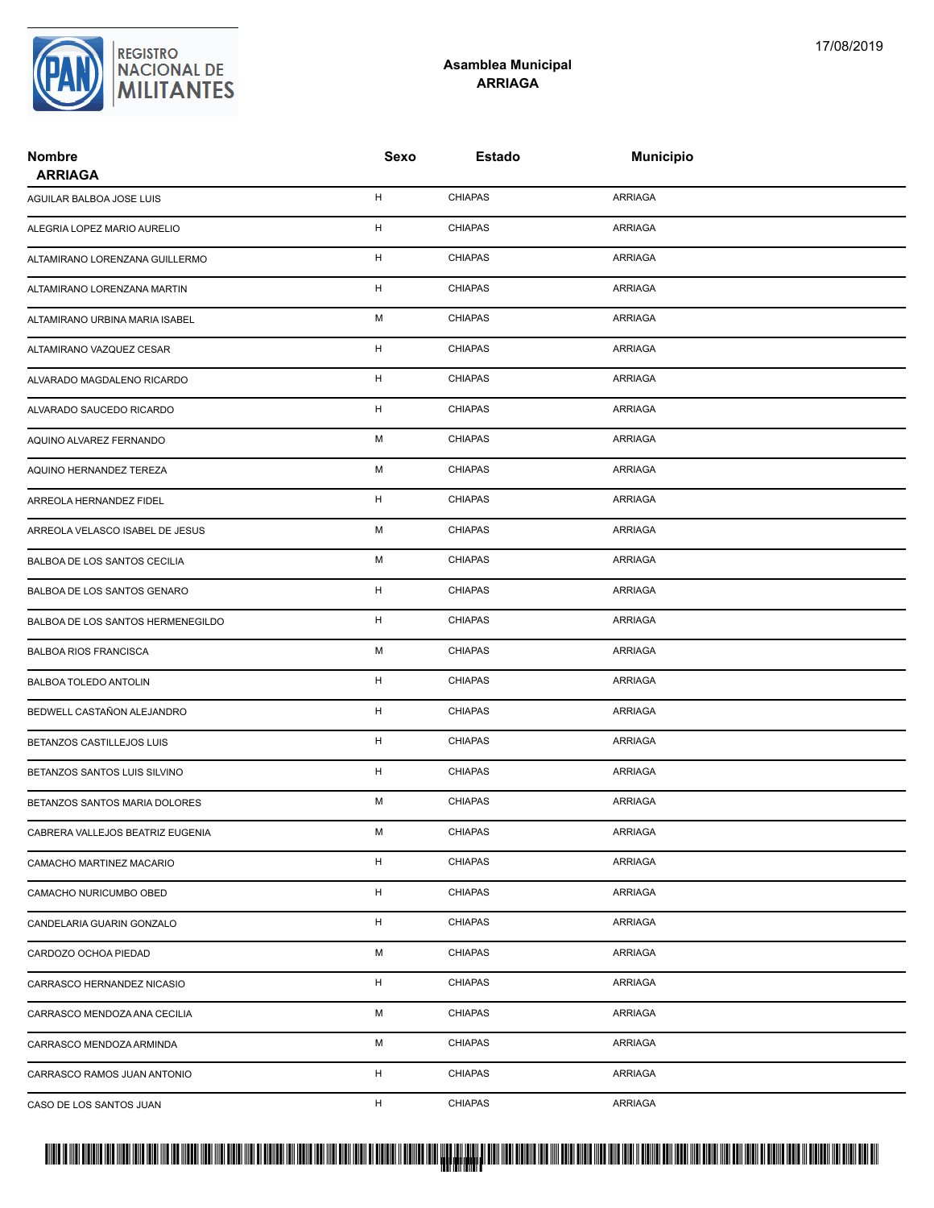REGISTRO NACIONAL DE MILITANTES

17/08/2019

## Asamblea Municipal
## ARRIAGA

| Nombre<br>ARRIAGA | Sexo | Estado | Municipio |
|---|---|---|---|
| AGUILAR BALBOA JOSE LUIS | H | CHIAPAS | ARRIAGA |
| ALEGRIA LOPEZ MARIO AURELIO | H | CHIAPAS | ARRIAGA |
| ALTAMIRANO LORENZANA GUILLERMO | H | CHIAPAS | ARRIAGA |
| ALTAMIRANO LORENZANA MARTIN | H | CHIAPAS | ARRIAGA |
| ALTAMIRANO URBINA MARIA ISABEL | M | CHIAPAS | ARRIAGA |
| ALTAMIRANO VAZQUEZ CESAR | H | CHIAPAS | ARRIAGA |
| ALVARADO MAGDALENO RICARDO | H | CHIAPAS | ARRIAGA |
| ALVARADO SAUCEDO RICARDO | H | CHIAPAS | ARRIAGA |
| AQUINO ALVAREZ FERNANDO | M | CHIAPAS | ARRIAGA |
| AQUINO HERNANDEZ TEREZA | M | CHIAPAS | ARRIAGA |
| ARREOLA HERNANDEZ FIDEL | H | CHIAPAS | ARRIAGA |
| ARREOLA VELASCO ISABEL DE JESUS | M | CHIAPAS | ARRIAGA |
| BALBOA DE LOS SANTOS CECILIA | M | CHIAPAS | ARRIAGA |
| BALBOA DE LOS SANTOS GENARO | H | CHIAPAS | ARRIAGA |
| BALBOA DE LOS SANTOS HERMENEGILDO | H | CHIAPAS | ARRIAGA |
| BALBOA RIOS FRANCISCA | M | CHIAPAS | ARRIAGA |
| BALBOA TOLEDO ANTOLIN | H | CHIAPAS | ARRIAGA |
| BEDWELL CASTAÑON ALEJANDRO | H | CHIAPAS | ARRIAGA |
| BETANZOS CASTILLEJOS LUIS | H | CHIAPAS | ARRIAGA |
| BETANZOS SANTOS LUIS SILVINO | H | CHIAPAS | ARRIAGA |
| BETANZOS SANTOS MARIA DOLORES | M | CHIAPAS | ARRIAGA |
| CABRERA VALLEJOS BEATRIZ EUGENIA | M | CHIAPAS | ARRIAGA |
| CAMACHO MARTINEZ MACARIO | H | CHIAPAS | ARRIAGA |
| CAMACHO NURICUMBO OBED | H | CHIAPAS | ARRIAGA |
| CANDELARIA GUARIN GONZALO | H | CHIAPAS | ARRIAGA |
| CARDOZO OCHOA PIEDAD | M | CHIAPAS | ARRIAGA |
| CARRASCO HERNANDEZ NICASIO | H | CHIAPAS | ARRIAGA |
| CARRASCO MENDOZA ANA CECILIA | M | CHIAPAS | ARRIAGA |
| CARRASCO MENDOZA ARMINDA | M | CHIAPAS | ARRIAGA |
| CARRASCO RAMOS JUAN ANTONIO | H | CHIAPAS | ARRIAGA |
| CASO DE LOS SANTOS JUAN | H | CHIAPAS | ARRIAGA |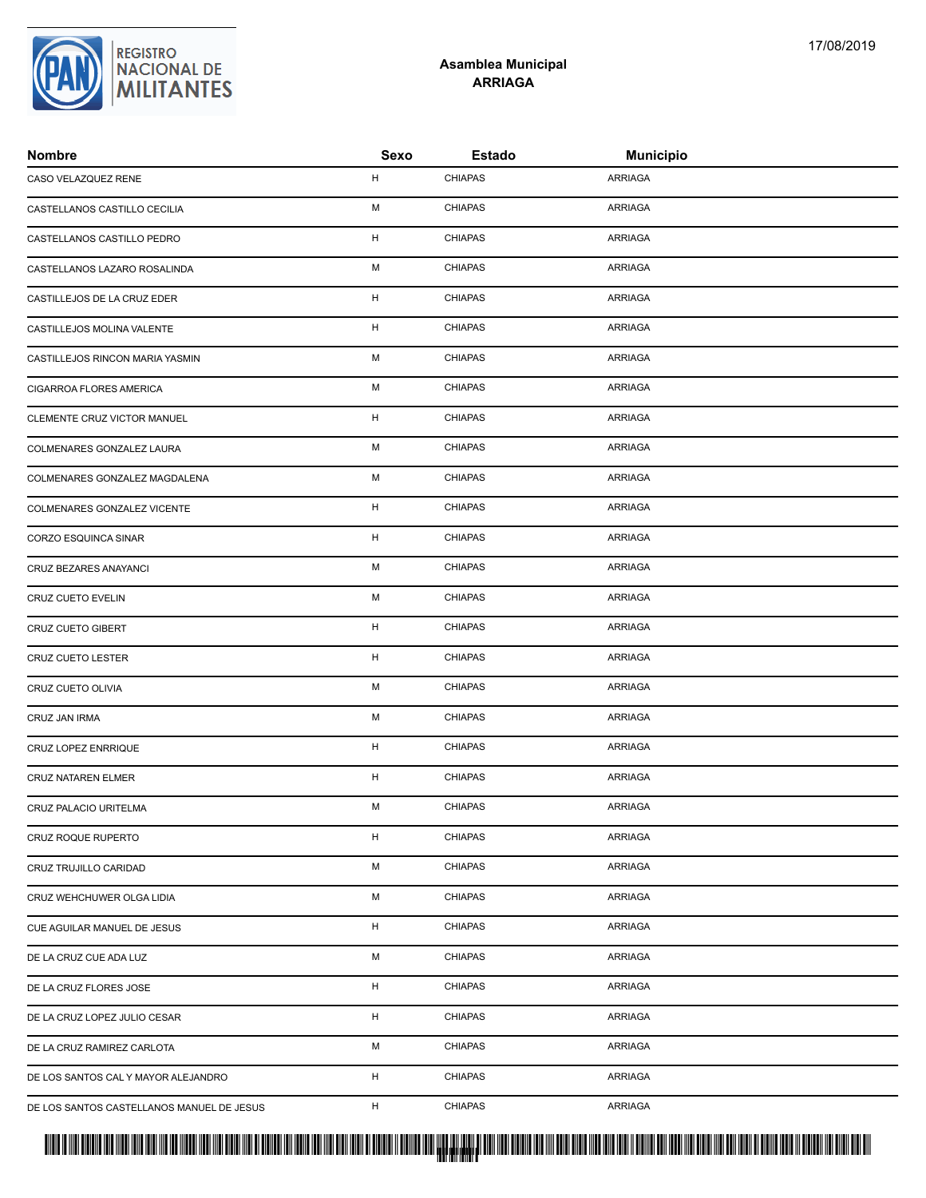## Asamblea Municipal
## ARRIAGA

| Nombre | Sexo | Estado | Municipio |
|---|---|---|---|
| CASO VELAZQUEZ RENE | H | CHIAPAS | ARRIAGA |
| CASTELLANOS CASTILLO CECILIA | M | CHIAPAS | ARRIAGA |
| CASTELLANOS CASTILLO PEDRO | H | CHIAPAS | ARRIAGA |
| CASTELLANOS LAZARO ROSALINDA | M | CHIAPAS | ARRIAGA |
| CASTILLEJOS DE LA CRUZ EDER | H | CHIAPAS | ARRIAGA |
| CASTILLEJOS MOLINA VALENTE | H | CHIAPAS | ARRIAGA |
| CASTILLEJOS RINCON MARIA YASMIN | M | CHIAPAS | ARRIAGA |
| CIGARROA FLORES AMERICA | M | CHIAPAS | ARRIAGA |
| CLEMENTE CRUZ VICTOR MANUEL | H | CHIAPAS | ARRIAGA |
| COLMENARES GONZALEZ LAURA | M | CHIAPAS | ARRIAGA |
| COLMENARES GONZALEZ MAGDALENA | M | CHIAPAS | ARRIAGA |
| COLMENARES GONZALEZ VICENTE | H | CHIAPAS | ARRIAGA |
| CORZO ESQUINCA SINAR | H | CHIAPAS | ARRIAGA |
| CRUZ BEZARES ANAYANCI | M | CHIAPAS | ARRIAGA |
| CRUZ CUETO EVELIN | M | CHIAPAS | ARRIAGA |
| CRUZ CUETO GIBERT | H | CHIAPAS | ARRIAGA |
| CRUZ CUETO LESTER | H | CHIAPAS | ARRIAGA |
| CRUZ CUETO OLIVIA | M | CHIAPAS | ARRIAGA |
| CRUZ JAN IRMA | M | CHIAPAS | ARRIAGA |
| CRUZ LOPEZ ENRRIQUE | H | CHIAPAS | ARRIAGA |
| CRUZ NATAREN ELMER | H | CHIAPAS | ARRIAGA |
| CRUZ PALACIO URITELMA | M | CHIAPAS | ARRIAGA |
| CRUZ ROQUE RUPERTO | H | CHIAPAS | ARRIAGA |
| CRUZ TRUJILLO CARIDAD | M | CHIAPAS | ARRIAGA |
| CRUZ WEHCHUWER OLGA LIDIA | M | CHIAPAS | ARRIAGA |
| CUE AGUILAR MANUEL DE JESUS | H | CHIAPAS | ARRIAGA |
| DE LA CRUZ CUE ADA LUZ | M | CHIAPAS | ARRIAGA |
| DE LA CRUZ FLORES JOSE | H | CHIAPAS | ARRIAGA |
| DE LA CRUZ LOPEZ JULIO CESAR | H | CHIAPAS | ARRIAGA |
| DE LA CRUZ RAMIREZ CARLOTA | M | CHIAPAS | ARRIAGA |
| DE LOS SANTOS CAL Y MAYOR ALEJANDRO | H | CHIAPAS | ARRIAGA |
| DE LOS SANTOS CASTELLANOS MANUEL DE JESUS | H | CHIAPAS | ARRIAGA |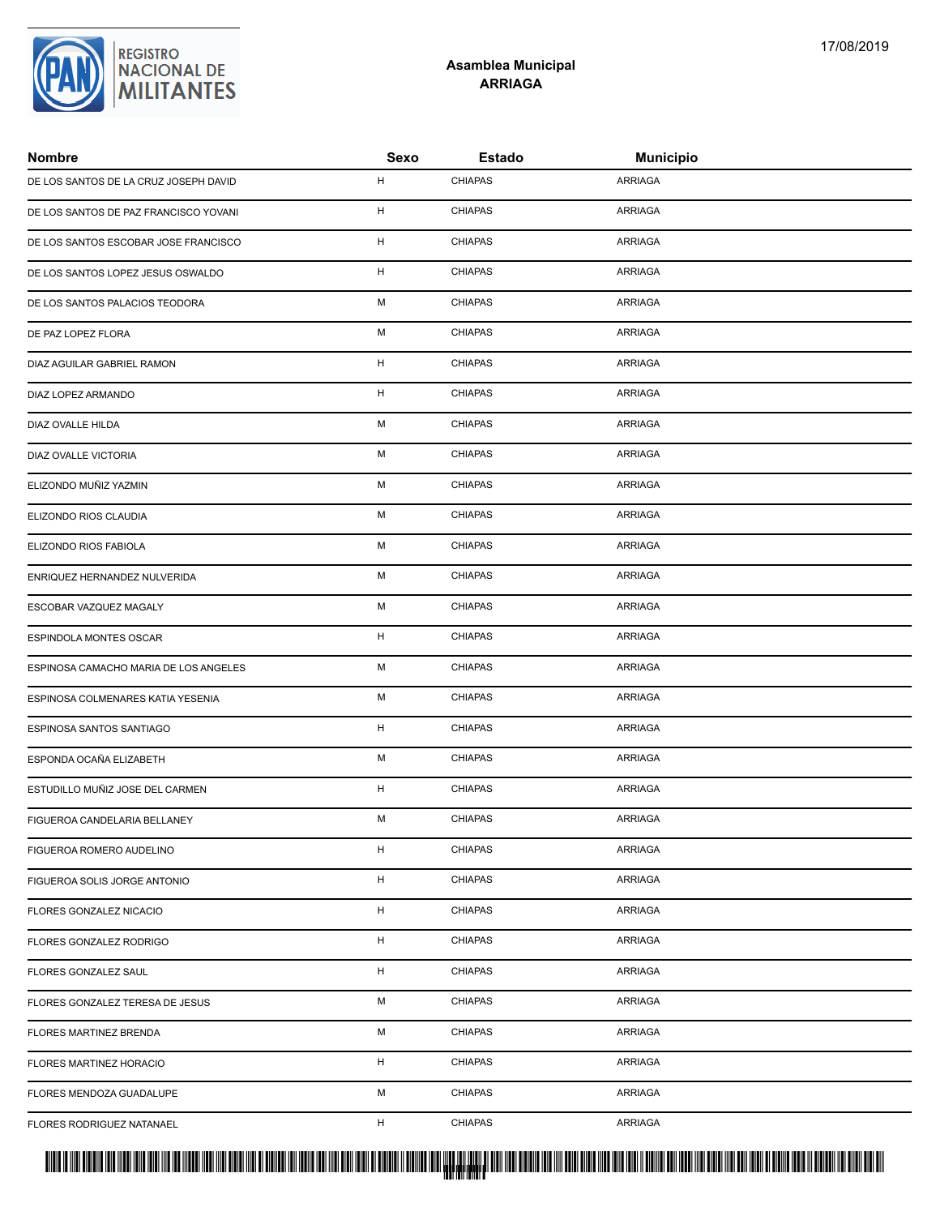## Asamblea Municipal
## ARRIAGA

| Nombre | Sexo | Estado | Municipio |
|---|---|---|---|
| DE LOS SANTOS DE LA CRUZ JOSEPH DAVID | H | CHIAPAS | ARRIAGA |
| DE LOS SANTOS DE PAZ FRANCISCO YOVANI | H | CHIAPAS | ARRIAGA |
| DE LOS SANTOS ESCOBAR JOSE FRANCISCO | H | CHIAPAS | ARRIAGA |
| DE LOS SANTOS LOPEZ JESUS OSWALDO | H | CHIAPAS | ARRIAGA |
| DE LOS SANTOS PALACIOS TEODORA | M | CHIAPAS | ARRIAGA |
| DE PAZ LOPEZ FLORA | M | CHIAPAS | ARRIAGA |
| DIAZ AGUILAR GABRIEL RAMON | H | CHIAPAS | ARRIAGA |
| DIAZ LOPEZ ARMANDO | H | CHIAPAS | ARRIAGA |
| DIAZ OVALLE HILDA | M | CHIAPAS | ARRIAGA |
| DIAZ OVALLE VICTORIA | M | CHIAPAS | ARRIAGA |
| ELIZONDO MUÑIZ YAZMIN | M | CHIAPAS | ARRIAGA |
| ELIZONDO RIOS CLAUDIA | M | CHIAPAS | ARRIAGA |
| ELIZONDO RIOS FABIOLA | M | CHIAPAS | ARRIAGA |
| ENRIQUEZ HERNANDEZ NULVERIDA | M | CHIAPAS | ARRIAGA |
| ESCOBAR VAZQUEZ MAGALY | M | CHIAPAS | ARRIAGA |
| ESPINDOLA MONTES OSCAR | H | CHIAPAS | ARRIAGA |
| ESPINOSA CAMACHO MARIA DE LOS ANGELES | M | CHIAPAS | ARRIAGA |
| ESPINOSA COLMENARES KATIA YESENIA | M | CHIAPAS | ARRIAGA |
| ESPINOSA SANTOS SANTIAGO | H | CHIAPAS | ARRIAGA |
| ESPONDA OCAÑA ELIZABETH | M | CHIAPAS | ARRIAGA |
| ESTUDILLO MUÑIZ JOSE DEL CARMEN | H | CHIAPAS | ARRIAGA |
| FIGUEROA CANDELARIA BELLANEY | M | CHIAPAS | ARRIAGA |
| FIGUEROA ROMERO AUDELINO | H | CHIAPAS | ARRIAGA |
| FIGUEROA SOLIS JORGE ANTONIO | H | CHIAPAS | ARRIAGA |
| FLORES GONZALEZ NICACIO | H | CHIAPAS | ARRIAGA |
| FLORES GONZALEZ RODRIGO | H | CHIAPAS | ARRIAGA |
| FLORES GONZALEZ SAUL | H | CHIAPAS | ARRIAGA |
| FLORES GONZALEZ TERESA DE JESUS | M | CHIAPAS | ARRIAGA |
| FLORES MARTINEZ BRENDA | M | CHIAPAS | ARRIAGA |
| FLORES MARTINEZ HORACIO | H | CHIAPAS | ARRIAGA |
| FLORES MENDOZA GUADALUPE | M | CHIAPAS | ARRIAGA |
| FLORES RODRIGUEZ NATANAEL | H | CHIAPAS | ARRIAGA |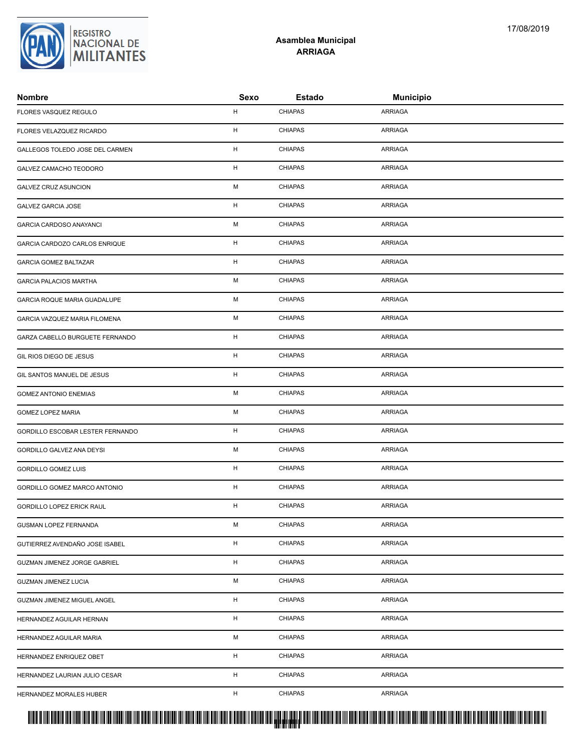**Asamblea Municipal**
**ARRIAGA**

| Nombre | Sexo | Estado | Municipio |
|---|---|---|---|
| FLORES VASQUEZ REGULO | H | CHIAPAS | ARRIAGA |
| FLORES VELAZQUEZ RICARDO | H | CHIAPAS | ARRIAGA |
| GALLEGOS TOLEDO JOSE DEL CARMEN | H | CHIAPAS | ARRIAGA |
| GALVEZ CAMACHO TEODORO | H | CHIAPAS | ARRIAGA |
| GALVEZ CRUZ ASUNCION | M | CHIAPAS | ARRIAGA |
| GALVEZ GARCIA JOSE | H | CHIAPAS | ARRIAGA |
| GARCIA CARDOSO ANAYANCI | M | CHIAPAS | ARRIAGA |
| GARCIA CARDOZO CARLOS ENRIQUE | H | CHIAPAS | ARRIAGA |
| GARCIA GOMEZ BALTAZAR | H | CHIAPAS | ARRIAGA |
| GARCIA PALACIOS MARTHA | M | CHIAPAS | ARRIAGA |
| GARCIA ROQUE MARIA GUADALUPE | M | CHIAPAS | ARRIAGA |
| GARCIA VAZQUEZ MARIA FILOMENA | M | CHIAPAS | ARRIAGA |
| GARZA CABELLO BURGUETE FERNANDO | H | CHIAPAS | ARRIAGA |
| GIL RIOS DIEGO DE JESUS | H | CHIAPAS | ARRIAGA |
| GIL SANTOS MANUEL DE JESUS | H | CHIAPAS | ARRIAGA |
| GOMEZ ANTONIO ENEMIAS | M | CHIAPAS | ARRIAGA |
| GOMEZ LOPEZ MARIA | M | CHIAPAS | ARRIAGA |
| GORDILLO ESCOBAR LESTER FERNANDO | H | CHIAPAS | ARRIAGA |
| GORDILLO GALVEZ ANA DEYSI | M | CHIAPAS | ARRIAGA |
| GORDILLO GOMEZ LUIS | H | CHIAPAS | ARRIAGA |
| GORDILLO GOMEZ MARCO ANTONIO | H | CHIAPAS | ARRIAGA |
| GORDILLO LOPEZ ERICK RAUL | H | CHIAPAS | ARRIAGA |
| GUSMAN LOPEZ FERNANDA | M | CHIAPAS | ARRIAGA |
| GUTIERREZ AVENDAÑO JOSE ISABEL | H | CHIAPAS | ARRIAGA |
| GUZMAN JIMENEZ JORGE GABRIEL | H | CHIAPAS | ARRIAGA |
| GUZMAN JIMENEZ LUCIA | M | CHIAPAS | ARRIAGA |
| GUZMAN JIMENEZ MIGUEL ANGEL | H | CHIAPAS | ARRIAGA |
| HERNANDEZ AGUILAR HERNAN | H | CHIAPAS | ARRIAGA |
| HERNANDEZ AGUILAR MARIA | M | CHIAPAS | ARRIAGA |
| HERNANDEZ ENRIQUEZ OBET | H | CHIAPAS | ARRIAGA |
| HERNANDEZ LAURIAN JULIO CESAR | H | CHIAPAS | ARRIAGA |
| HERNANDEZ MORALES HUBER | H | CHIAPAS | ARRIAGA |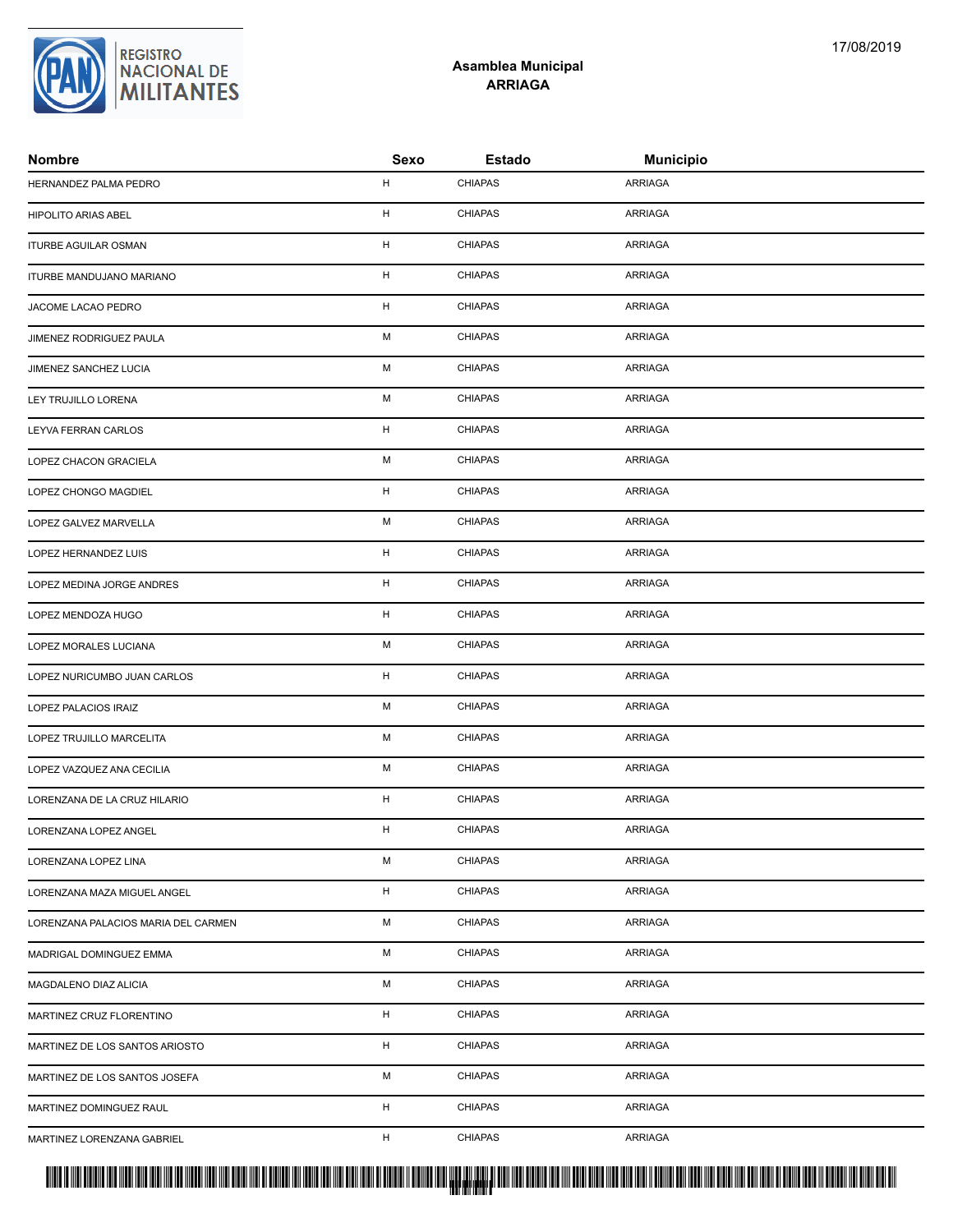**Asamblea Municipal**
**ARRIAGA**

| Nombre | Sexo | Estado | Municipio |
|---|---|---|---|
| HERNANDEZ PALMA PEDRO | H | CHIAPAS | ARRIAGA |
| HIPOLITO ARIAS ABEL | H | CHIAPAS | ARRIAGA |
| ITURBE AGUILAR OSMAN | H | CHIAPAS | ARRIAGA |
| ITURBE MANDUJANO MARIANO | H | CHIAPAS | ARRIAGA |
| JACOME LACAO PEDRO | H | CHIAPAS | ARRIAGA |
| JIMENEZ RODRIGUEZ PAULA | M | CHIAPAS | ARRIAGA |
| JIMENEZ SANCHEZ LUCIA | M | CHIAPAS | ARRIAGA |
| LEY TRUJILLO LORENA | M | CHIAPAS | ARRIAGA |
| LEYVA FERRAN CARLOS | H | CHIAPAS | ARRIAGA |
| LOPEZ CHACON GRACIELA | M | CHIAPAS | ARRIAGA |
| LOPEZ CHONGO MAGDIEL | H | CHIAPAS | ARRIAGA |
| LOPEZ GALVEZ MARVELLA | M | CHIAPAS | ARRIAGA |
| LOPEZ HERNANDEZ LUIS | H | CHIAPAS | ARRIAGA |
| LOPEZ MEDINA JORGE ANDRES | H | CHIAPAS | ARRIAGA |
| LOPEZ MENDOZA HUGO | H | CHIAPAS | ARRIAGA |
| LOPEZ MORALES LUCIANA | M | CHIAPAS | ARRIAGA |
| LOPEZ NURICUMBO JUAN CARLOS | H | CHIAPAS | ARRIAGA |
| LOPEZ PALACIOS IRAIZ | M | CHIAPAS | ARRIAGA |
| LOPEZ TRUJILLO MARCELITA | M | CHIAPAS | ARRIAGA |
| LOPEZ VAZQUEZ ANA CECILIA | M | CHIAPAS | ARRIAGA |
| LORENZANA DE LA CRUZ HILARIO | H | CHIAPAS | ARRIAGA |
| LORENZANA LOPEZ ANGEL | H | CHIAPAS | ARRIAGA |
| LORENZANA LOPEZ LINA | M | CHIAPAS | ARRIAGA |
| LORENZANA MAZA MIGUEL ANGEL | H | CHIAPAS | ARRIAGA |
| LORENZANA PALACIOS MARIA DEL CARMEN | M | CHIAPAS | ARRIAGA |
| MADRIGAL DOMINGUEZ EMMA | M | CHIAPAS | ARRIAGA |
| MAGDALENO DIAZ ALICIA | M | CHIAPAS | ARRIAGA |
| MARTINEZ CRUZ FLORENTINO | H | CHIAPAS | ARRIAGA |
| MARTINEZ DE LOS SANTOS ARIOSTO | H | CHIAPAS | ARRIAGA |
| MARTINEZ DE LOS SANTOS JOSEFA | M | CHIAPAS | ARRIAGA |
| MARTINEZ DOMINGUEZ RAUL | H | CHIAPAS | ARRIAGA |
| MARTINEZ LORENZANA GABRIEL | H | CHIAPAS | ARRIAGA |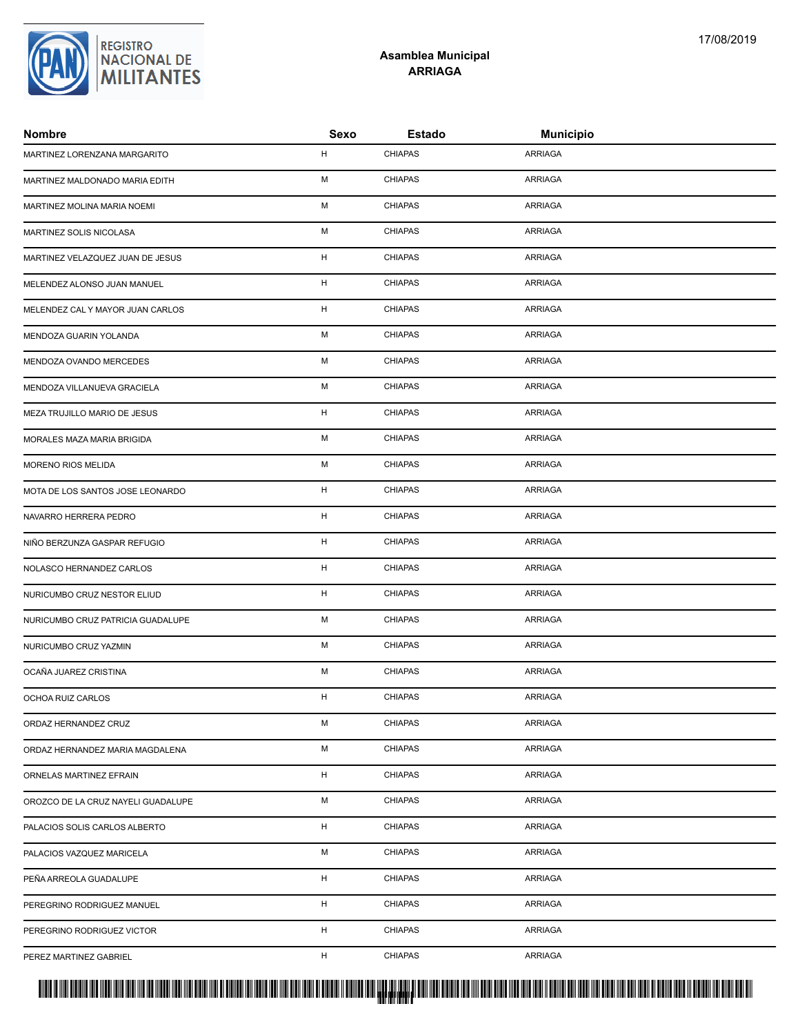**Asamblea Municipal**
**ARRIAGA**

| Nombre | Sexo | Estado | Municipio |
|---|---|---|---|
| MARTINEZ LORENZANA MARGARITO | H | CHIAPAS | ARRIAGA |
| MARTINEZ MALDONADO MARIA EDITH | M | CHIAPAS | ARRIAGA |
| MARTINEZ MOLINA MARIA NOEMI | M | CHIAPAS | ARRIAGA |
| MARTINEZ SOLIS NICOLASA | M | CHIAPAS | ARRIAGA |
| MARTINEZ VELAZQUEZ JUAN DE JESUS | H | CHIAPAS | ARRIAGA |
| MELENDEZ ALONSO JUAN MANUEL | H | CHIAPAS | ARRIAGA |
| MELENDEZ CAL Y MAYOR JUAN CARLOS | H | CHIAPAS | ARRIAGA |
| MENDOZA GUARIN YOLANDA | M | CHIAPAS | ARRIAGA |
| MENDOZA OVANDO MERCEDES | M | CHIAPAS | ARRIAGA |
| MENDOZA VILLANUEVA GRACIELA | M | CHIAPAS | ARRIAGA |
| MEZA TRUJILLO MARIO DE JESUS | H | CHIAPAS | ARRIAGA |
| MORALES MAZA MARIA BRIGIDA | M | CHIAPAS | ARRIAGA |
| MORENO RIOS MELIDA | M | CHIAPAS | ARRIAGA |
| MOTA DE LOS SANTOS JOSE LEONARDO | H | CHIAPAS | ARRIAGA |
| NAVARRO HERRERA PEDRO | H | CHIAPAS | ARRIAGA |
| NIÑO BERZUNZA GASPAR REFUGIO | H | CHIAPAS | ARRIAGA |
| NOLASCO HERNANDEZ CARLOS | H | CHIAPAS | ARRIAGA |
| NURICUMBO CRUZ NESTOR ELIUD | H | CHIAPAS | ARRIAGA |
| NURICUMBO CRUZ PATRICIA GUADALUPE | M | CHIAPAS | ARRIAGA |
| NURICUMBO CRUZ YAZMIN | M | CHIAPAS | ARRIAGA |
| OCAÑA JUAREZ CRISTINA | M | CHIAPAS | ARRIAGA |
| OCHOA RUIZ CARLOS | H | CHIAPAS | ARRIAGA |
| ORDAZ HERNANDEZ CRUZ | M | CHIAPAS | ARRIAGA |
| ORDAZ HERNANDEZ MARIA MAGDALENA | M | CHIAPAS | ARRIAGA |
| ORNELAS MARTINEZ EFRAIN | H | CHIAPAS | ARRIAGA |
| OROZCO DE LA CRUZ NAYELI GUADALUPE | M | CHIAPAS | ARRIAGA |
| PALACIOS SOLIS CARLOS ALBERTO | H | CHIAPAS | ARRIAGA |
| PALACIOS VAZQUEZ MARICELA | M | CHIAPAS | ARRIAGA |
| PEÑA ARREOLA GUADALUPE | H | CHIAPAS | ARRIAGA |
| PEREGRINO RODRIGUEZ MANUEL | H | CHIAPAS | ARRIAGA |
| PEREGRINO RODRIGUEZ VICTOR | H | CHIAPAS | ARRIAGA |
| PEREZ MARTINEZ GABRIEL | H | CHIAPAS | ARRIAGA |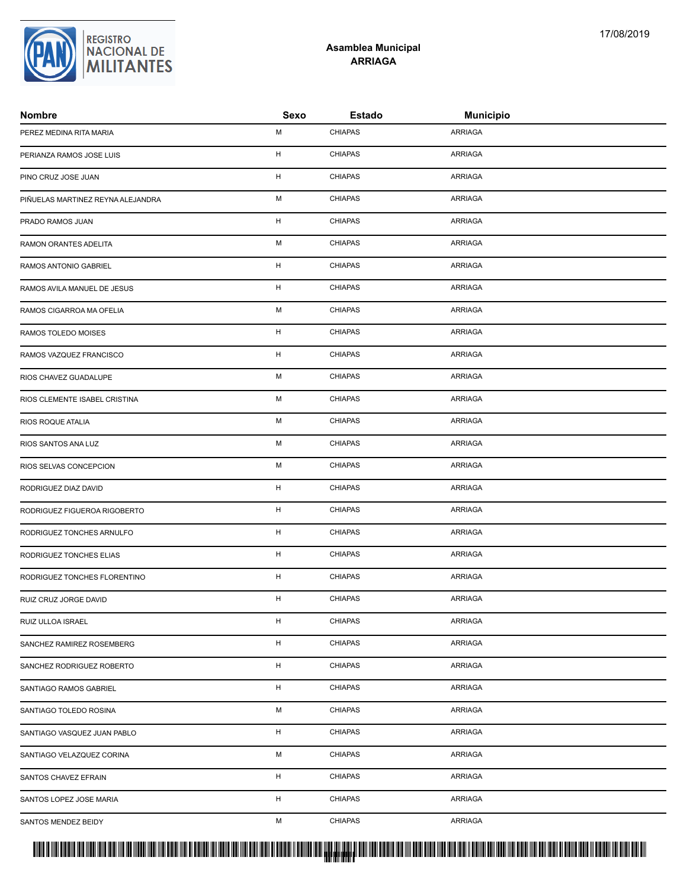**Asamblea Municipal**
**ARRIAGA**

17/08/2019

| Nombre | Sexo | Estado | Municipio |
|---|---|---|---|
| PEREZ MEDINA RITA MARIA | M | CHIAPAS | ARRIAGA |
| PERIANZA RAMOS JOSE LUIS | H | CHIAPAS | ARRIAGA |
| PINO CRUZ JOSE JUAN | H | CHIAPAS | ARRIAGA |
| PIÑUELAS MARTINEZ REYNA ALEJANDRA | M | CHIAPAS | ARRIAGA |
| PRADO RAMOS JUAN | H | CHIAPAS | ARRIAGA |
| RAMON ORANTES ADELITA | M | CHIAPAS | ARRIAGA |
| RAMOS ANTONIO GABRIEL | H | CHIAPAS | ARRIAGA |
| RAMOS AVILA MANUEL DE JESUS | H | CHIAPAS | ARRIAGA |
| RAMOS CIGARROA MA OFELIA | M | CHIAPAS | ARRIAGA |
| RAMOS TOLEDO MOISES | H | CHIAPAS | ARRIAGA |
| RAMOS VAZQUEZ FRANCISCO | H | CHIAPAS | ARRIAGA |
| RIOS CHAVEZ GUADALUPE | M | CHIAPAS | ARRIAGA |
| RIOS CLEMENTE ISABEL CRISTINA | M | CHIAPAS | ARRIAGA |
| RIOS ROQUE ATALIA | M | CHIAPAS | ARRIAGA |
| RIOS SANTOS ANA LUZ | M | CHIAPAS | ARRIAGA |
| RIOS SELVAS CONCEPCION | M | CHIAPAS | ARRIAGA |
| RODRIGUEZ DIAZ DAVID | H | CHIAPAS | ARRIAGA |
| RODRIGUEZ FIGUEROA RIGOBERTO | H | CHIAPAS | ARRIAGA |
| RODRIGUEZ TONCHES ARNULFO | H | CHIAPAS | ARRIAGA |
| RODRIGUEZ TONCHES ELIAS | H | CHIAPAS | ARRIAGA |
| RODRIGUEZ TONCHES FLORENTINO | H | CHIAPAS | ARRIAGA |
| RUIZ CRUZ JORGE DAVID | H | CHIAPAS | ARRIAGA |
| RUIZ ULLOA ISRAEL | H | CHIAPAS | ARRIAGA |
| SANCHEZ RAMIREZ ROSEMBERG | H | CHIAPAS | ARRIAGA |
| SANCHEZ RODRIGUEZ ROBERTO | H | CHIAPAS | ARRIAGA |
| SANTIAGO RAMOS GABRIEL | H | CHIAPAS | ARRIAGA |
| SANTIAGO TOLEDO ROSINA | M | CHIAPAS | ARRIAGA |
| SANTIAGO VASQUEZ JUAN PABLO | H | CHIAPAS | ARRIAGA |
| SANTIAGO VELAZQUEZ CORINA | M | CHIAPAS | ARRIAGA |
| SANTOS CHAVEZ EFRAIN | H | CHIAPAS | ARRIAGA |
| SANTOS LOPEZ JOSE MARIA | H | CHIAPAS | ARRIAGA |
| SANTOS MENDEZ BEIDY | M | CHIAPAS | ARRIAGA |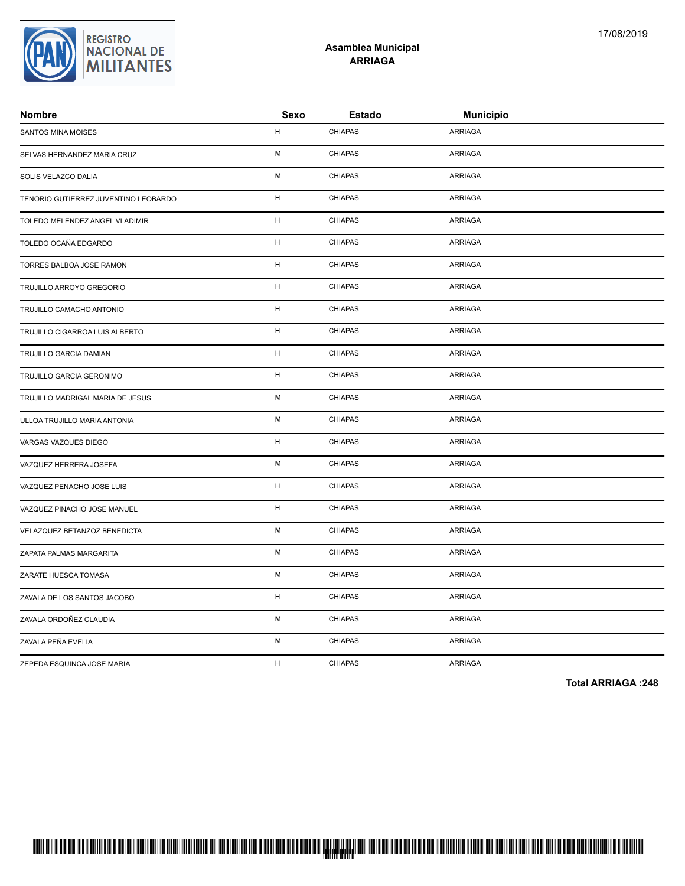**Asamblea Municipal**
**ARRIAGA**

| Nombre | Sexo | Estado | Municipio |
|---|---|---|---|
| SANTOS MINA MOISES | H | CHIAPAS | ARRIAGA |
| SELVAS HERNANDEZ MARIA CRUZ | M | CHIAPAS | ARRIAGA |
| SOLIS VELAZCO DALIA | M | CHIAPAS | ARRIAGA |
| TENORIO GUTIERREZ JUVENTINO LEOBARDO | H | CHIAPAS | ARRIAGA |
| TOLEDO MELENDEZ ANGEL VLADIMIR | H | CHIAPAS | ARRIAGA |
| TOLEDO OCAÑA EDGARDO | H | CHIAPAS | ARRIAGA |
| TORRES BALBOA JOSE RAMON | H | CHIAPAS | ARRIAGA |
| TRUJILLO ARROYO GREGORIO | H | CHIAPAS | ARRIAGA |
| TRUJILLO CAMACHO ANTONIO | H | CHIAPAS | ARRIAGA |
| TRUJILLO CIGARROA LUIS ALBERTO | H | CHIAPAS | ARRIAGA |
| TRUJILLO GARCIA DAMIAN | H | CHIAPAS | ARRIAGA |
| TRUJILLO GARCIA GERONIMO | H | CHIAPAS | ARRIAGA |
| TRUJILLO MADRIGAL MARIA DE JESUS | M | CHIAPAS | ARRIAGA |
| ULLOA TRUJILLO MARIA ANTONIA | M | CHIAPAS | ARRIAGA |
| VARGAS VAZQUES DIEGO | H | CHIAPAS | ARRIAGA |
| VAZQUEZ HERRERA JOSEFA | M | CHIAPAS | ARRIAGA |
| VAZQUEZ PENACHO JOSE LUIS | H | CHIAPAS | ARRIAGA |
| VAZQUEZ PINACHO JOSE MANUEL | H | CHIAPAS | ARRIAGA |
| VELAZQUEZ BETANZOZ BENEDICTA | M | CHIAPAS | ARRIAGA |
| ZAPATA PALMAS MARGARITA | M | CHIAPAS | ARRIAGA |
| ZARATE HUESCA TOMASA | M | CHIAPAS | ARRIAGA |
| ZAVALA DE LOS SANTOS JACOBO | H | CHIAPAS | ARRIAGA |
| ZAVALA ORDOÑEZ CLAUDIA | M | CHIAPAS | ARRIAGA |
| ZAVALA PEÑA EVELIA | M | CHIAPAS | ARRIAGA |
| ZEPEDA ESQUINCA JOSE MARIA | H | CHIAPAS | ARRIAGA |

**Total ARRIAGA :248**